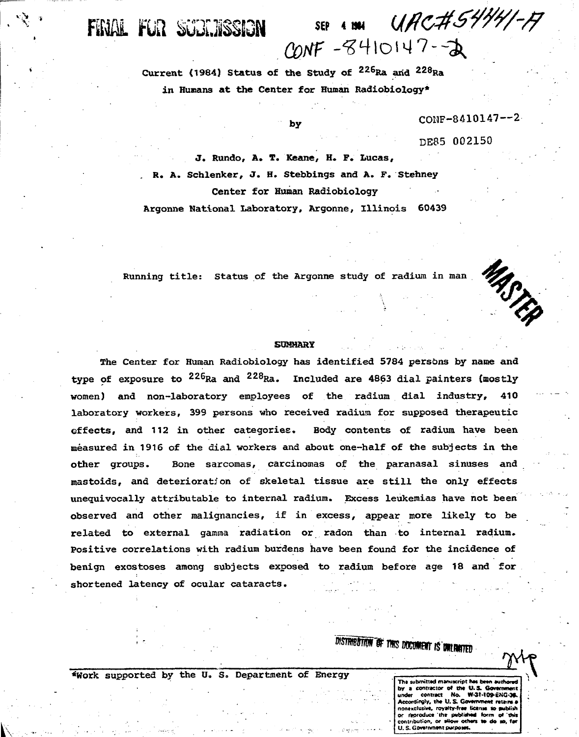FINAL FOR SUBMISSION SEP 4 1984 UAC#54441-A

CONF-8410147--2

# Current (1984) Status of the Study of $^{226}Ra$ and $^{228}Ra$ in Humans at the Center for Human Radiobiology*

by

CONF-8410147--2

DE85 002150

J. Rundo, A. T. Keane, H. F. Lucas,
R. A. Schlenker, J. H. Stebbings and A. F. Stehney
Center for Human Radiobiology
Argonne National Laboratory, Argonne, Illinois 60439

Running title: Status of the Argonne study of radium in man

MASTER

## SUMMARY

The Center for Human Radiobiology has identified 5784 persons by name and type of exposure to $^{226}Ra$ and $^{228}Ra$. Included are 4863 dial painters (mostly women) and non-laboratory employees of the radium dial industry, 410 laboratory workers, 399 persons who received radium for supposed therapeutic effects, and 112 in other categories. Body contents of radium have been measured in 1916 of the dial workers and about one-half of the subjects in the other groups. Bone sarcomas, carcinomas of the paranasal sinuses and mastoids, and deterioration of skeletal tissue are still the only effects unequivocally attributable to internal radium. Excess leukemias have not been observed and other malignancies, if in excess, appear more likely to be related to external gamma radiation or radon than to internal radium. Positive correlations with radium burdens have been found for the incidence of benign exostoses among subjects exposed to radium before age 18 and for shortened latency of ocular cataracts.

DISTRIBUTION OF THIS DOCUMENT IS UNLIMITED

*Work supported by the U. S. Department of Energy

The submitted manuscript has been authored by a contractor of the U.S. Government under contract No. W-31-109-ENG-38. Accordingly, the U.S. Government retains a nonexclusive, royalty-free license to publish or reproduce the published form of this contribution, or allow others to do so, for U.S. Government purposes.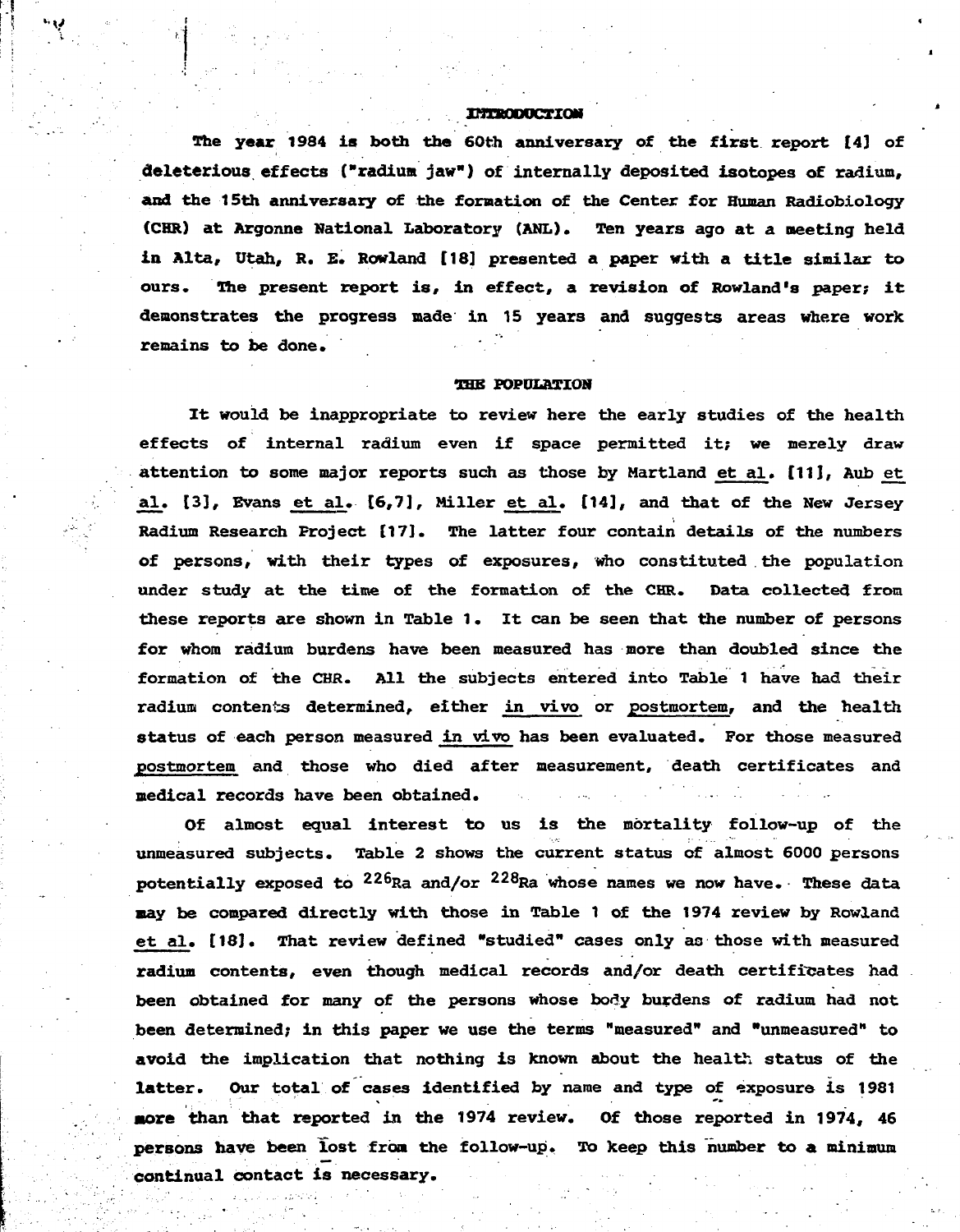## INTRODUCTION

The year 1984 is both the 60th anniversary of the first report [4] of deleterious effects ("radium jaw") of internally deposited isotopes of radium, and the 15th anniversary of the formation of the Center for Human Radiobiology (CHR) at Argonne National Laboratory (ANL). Ten years ago at a meeting held in Alta, Utah, R. E. Rowland [18] presented a paper with a title similar to ours. The present report is, in effect, a revision of Rowland's paper; it demonstrates the progress made in 15 years and suggests areas where work remains to be done.

## THE POPULATION

It would be inappropriate to review here the early studies of the health effects of internal radium even if space permitted it; we merely draw attention to some major reports such as those by Martland et al. [11], Aub et al. [3], Evans et al. [6,7], Miller et al. [14], and that of the New Jersey Radium Research Project [17]. The latter four contain details of the numbers of persons, with their types of exposures, who constituted the population under study at the time of the formation of the CHR. Data collected from these reports are shown in Table 1. It can be seen that the number of persons for whom radium burdens have been measured has more than doubled since the formation of the CHR. All the subjects entered into Table 1 have had their radium contents determined, either *in vivo* or *postmortem*, and the health status of each person measured *in vivo* has been evaluated. For those measured *postmortem* and those who died after measurement, death certificates and medical records have been obtained.

Of almost equal interest to us is the mortality follow-up of the unmeasured subjects. Table 2 shows the current status of almost 6000 persons potentially exposed to $^{226}Ra$ and/or $^{228}Ra$ whose names we now have. These data may be compared directly with those in Table 1 of the 1974 review by Rowland et al. [18]. That review defined "studied" cases only as those with measured radium contents, even though medical records and/or death certificates had been obtained for many of the persons whose body burdens of radium had not been determined; in this paper we use the terms "measured" and "unmeasured" to avoid the implication that nothing is known about the health status of the latter. Our total of cases identified by name and type of exposure is 1981 more than that reported in the 1974 review. Of those reported in 1974, 46 persons have been lost from the follow-up. To keep this number to a minimum continual contact is necessary.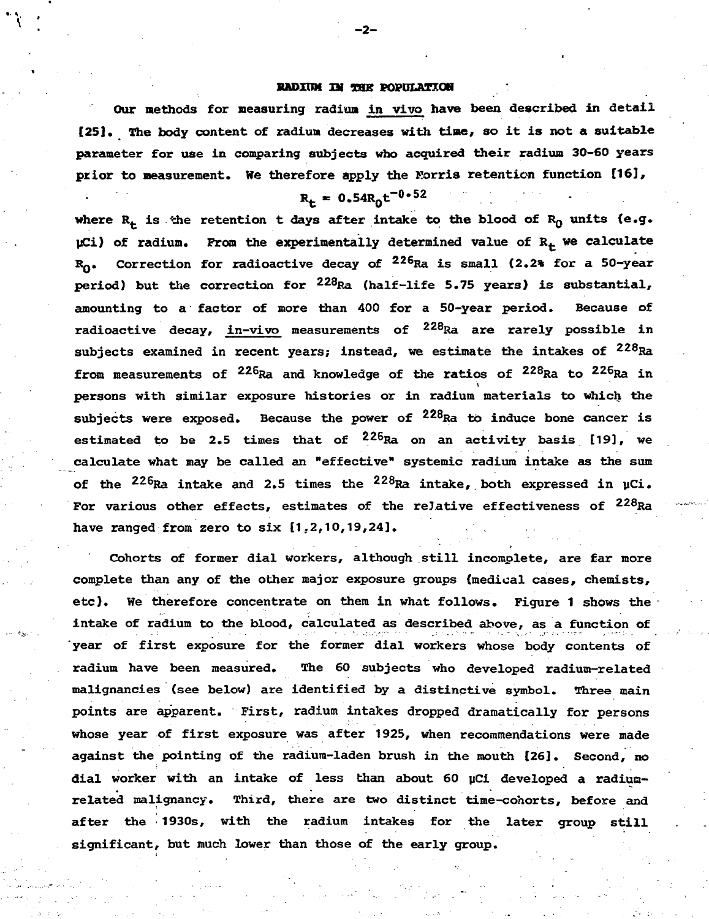## RADIUM IN THE POPULATION

Our methods for measuring radium *in vivo* have been described in detail [25]. The body content of radium decreases with time, so it is not a suitable parameter for use in comparing subjects who acquired their radium 30-60 years prior to measurement. We therefore apply the Norris retention function [16],

$$R_t = 0.54R_0t^{-0.52}$$

where $R_t$ is the retention t days after intake to the blood of $R_0$ units (e.g. µCi) of radium. From the experimentally determined value of $R_t$ we calculate $R_0$. Correction for radioactive decay of $^{226}Ra$ is small (2.2% for a 50-year period) but the correction for $^{228}Ra$ (half-life 5.75 years) is substantial, amounting to a factor of more than 400 for a 50-year period. Because of radioactive decay, *in-vivo* measurements of $^{228}Ra$ are rarely possible in subjects examined in recent years; instead, we estimate the intakes of $^{228}Ra$ from measurements of $^{226}Ra$ and knowledge of the ratios of $^{228}Ra$ to $^{226}Ra$ in persons with similar exposure histories or in radium materials to which the subjects were exposed. Because the power of $^{228}Ra$ to induce bone cancer is estimated to be 2.5 times that of $^{226}Ra$ on an activity basis [19], we calculate what may be called an "effective" systemic radium intake as the sum of the $^{226}Ra$ intake and 2.5 times the $^{228}Ra$ intake, both expressed in µCi. For various other effects, estimates of the relative effectiveness of $^{228}Ra$ have ranged from zero to six [1,2,10,19,24].

Cohorts of former dial workers, although still incomplete, are far more complete than any of the other major exposure groups (medical cases, chemists, etc). We therefore concentrate on them in what follows. Figure 1 shows the intake of radium to the blood, calculated as described above, as a function of year of first exposure for the former dial workers whose body contents of radium have been measured. The 60 subjects who developed radium-related malignancies (see below) are identified by a distinctive symbol. Three main points are apparent. First, radium intakes dropped dramatically for persons whose year of first exposure was after 1925, when recommendations were made against the pointing of the radium-laden brush in the mouth [26]. Second, no dial worker with an intake of less than about 60 µCi developed a radium-related malignancy. Third, there are two distinct time-cohorts, before and after the 1930s, with the radium intakes for the later group still significant, but much lower than those of the early group.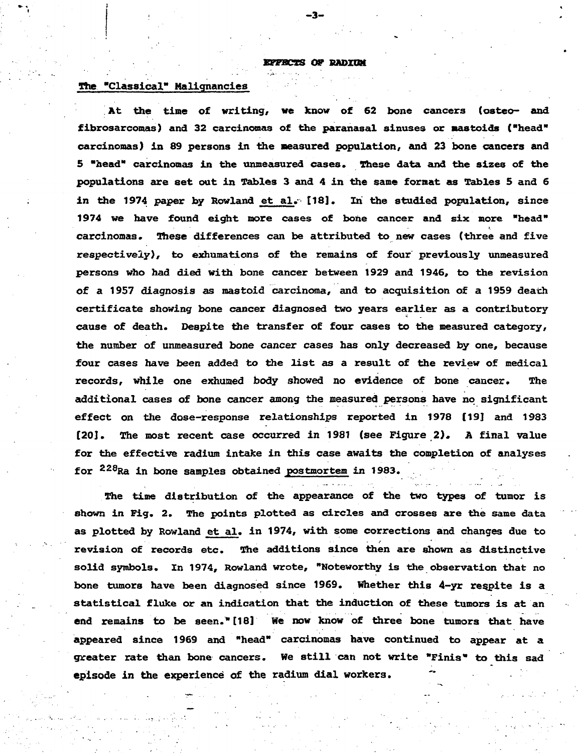## EFFECTS OF RADIUM

### The "Classical" Malignancies

At the time of writing, we know of 62 bone cancers (osteo- and fibrosarcomas) and 32 carcinomas of the paranasal sinuses or mastoids ("head" carcinomas) in 89 persons in the measured population, and 23 bone cancers and 5 "head" carcinomas in the unmeasured cases. These data and the sizes of the populations are set out in Tables 3 and 4 in the same format as Tables 5 and 6 in the 1974 paper by Rowland *et al.* [18]. In the studied population, since 1974 we have found eight more cases of bone cancer and six more "head" carcinomas. These differences can be attributed to new cases (three and five respectively), to exhumations of the remains of four previously unmeasured persons who had died with bone cancer between 1929 and 1946, to the revision of a 1957 diagnosis as mastoid carcinoma, and to acquisition of a 1959 death certificate showing bone cancer diagnosed two years earlier as a contributory cause of death. Despite the transfer of four cases to the measured category, the number of unmeasured bone cancer cases has only decreased by one, because four cases have been added to the list as a result of the review of medical records, while one exhumed body showed no evidence of bone cancer. The additional cases of bone cancer among the measured persons have no significant effect on the dose-response relationships reported in 1978 [19] and 1983 [20]. The most recent case occurred in 1981 (see Figure 2). A final value for the effective radium intake in this case awaits the completion of analyses for $^{228}$Ra in bone samples obtained *postmortem* in 1983.

The time distribution of the appearance of the two types of tumor is shown in Fig. 2. The points plotted as circles and crosses are the same data as plotted by Rowland *et al.* in 1974, with some corrections and changes due to revision of records etc. The additions since then are shown as distinctive solid symbols. In 1974, Rowland wrote, "Noteworthy is the observation that no bone tumors have been diagnosed since 1969. Whether this 4-yr respite is a statistical fluke or an indication that the induction of these tumors is at an end remains to be seen." [18] We now know of three bone tumors that have appeared since 1969 and "head" carcinomas have continued to appear at a greater rate than bone cancers. We still can not write "Finis" to this sad episode in the experience of the radium dial workers.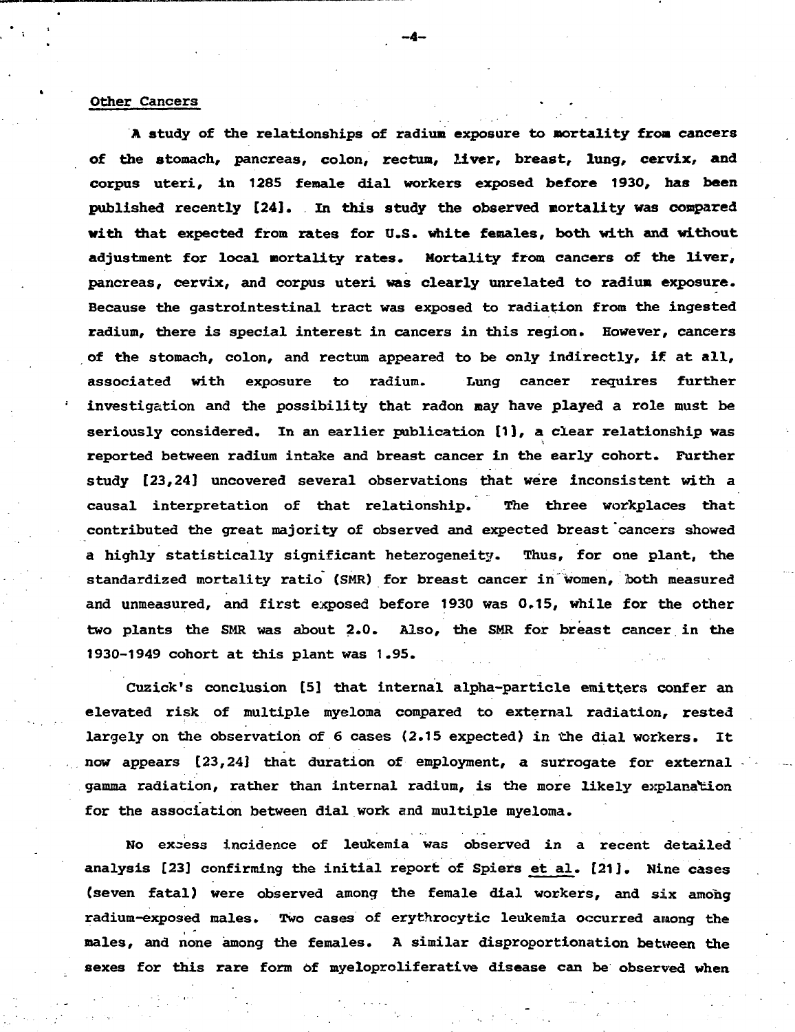## Other Cancers

A study of the relationships of radium exposure to mortality from cancers of the stomach, pancreas, colon, rectum, liver, breast, lung, cervix, and corpus uteri, in 1285 female dial workers exposed before 1930, has been published recently [24]. In this study the observed mortality was compared with that expected from rates for U.S. white females, both with and without adjustment for local mortality rates. Mortality from cancers of the liver, pancreas, cervix, and corpus uteri was clearly unrelated to radium exposure. Because the gastrointestinal tract was exposed to radiation from the ingested radium, there is special interest in cancers in this region. However, cancers of the stomach, colon, and rectum appeared to be only indirectly, if at all, associated with exposure to radium. Lung cancer requires further investigation and the possibility that radon may have played a role must be seriously considered. In an earlier publication [1], a clear relationship was reported between radium intake and breast cancer in the early cohort. Further study [23,24] uncovered several observations that were inconsistent with a causal interpretation of that relationship. The three workplaces that contributed the great majority of observed and expected breast cancers showed a highly statistically significant heterogeneity. Thus, for one plant, the standardized mortality ratio (SMR) for breast cancer in women, both measured and unmeasured, and first exposed before 1930 was 0.15, while for the other two plants the SMR was about 2.0. Also, the SMR for breast cancer in the 1930-1949 cohort at this plant was 1.95.

Cuzick's conclusion [5] that internal alpha-particle emitters confer an elevated risk of multiple myeloma compared to external radiation, rested largely on the observation of 6 cases (2.15 expected) in the dial workers. It now appears [23,24] that duration of employment, a surrogate for external gamma radiation, rather than internal radium, is the more likely explanation for the association between dial work and multiple myeloma.

No excess incidence of leukemia was observed in a recent detailed analysis [23] confirming the initial report of Spiers et al. [21]. Nine cases (seven fatal) were observed among the female dial workers, and six among radium-exposed males. Two cases of erythrocytic leukemia occurred among the males, and none among the females. A similar disproportionation between the sexes for this rare form of myeloproliferative disease can be observed when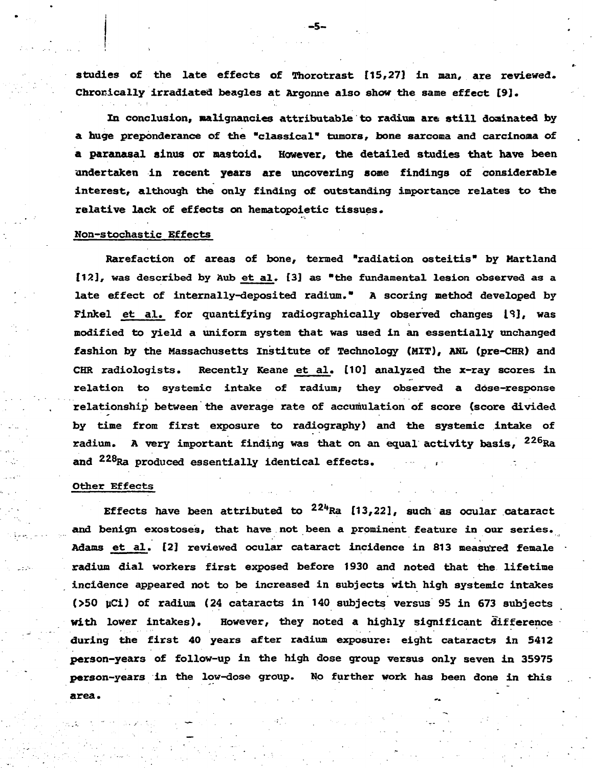studies of the late effects of Thorotrast [15,27] in man, are reviewed. Chronically irradiated beagles at Argonne also show the same effect [9].

In conclusion, malignancies attributable to radium are still dominated by a huge preponderance of the "classical" tumors, bone sarcoma and carcinoma of a paranasal sinus or mastoid. However, the detailed studies that have been undertaken in recent years are uncovering some findings of considerable interest, although the only finding of outstanding importance relates to the relative lack of effects on hematopoietic tissues.

## Non-stochastic Effects

Rarefaction of areas of bone, termed "radiation osteitis" by Martland [12], was described by Aub et al. [3] as "the fundamental lesion observed as a late effect of internally-deposited radium." A scoring method developed by Finkel et al. for quantifying radiographically observed changes [9], was modified to yield a uniform system that was used in an essentially unchanged fashion by the Massachusetts Institute of Technology (MIT), ANL (pre-CHR) and CHR radiologists. Recently Keane et al. [10] analyzed the x-ray scores in relation to systemic intake of radium; they observed a dose-response relationship between the average rate of accumulation of score (score divided by time from first exposure to radiography) and the systemic intake of radium. A very important finding was that on an equal activity basis, $^{226}$Ra and $^{228}$Ra produced essentially identical effects.

## Other Effects

Effects have been attributed to $^{224}$Ra [13,22], such as ocular cataract and benign exostoses, that have not been a prominent feature in our series. Adams et al. [2] reviewed ocular cataract incidence in 813 measured female radium dial workers first exposed before 1930 and noted that the lifetime incidence appeared not to be increased in subjects with high systemic intakes (>50 μCi) of radium (24 cataracts in 140 subjects versus 95 in 673 subjects with lower intakes). However, they noted a highly significant difference during the first 40 years after radium exposure: eight cataracts in 5412 person-years of follow-up in the high dose group versus only seven in 35975 person-years in the low-dose group. No further work has been done in this area.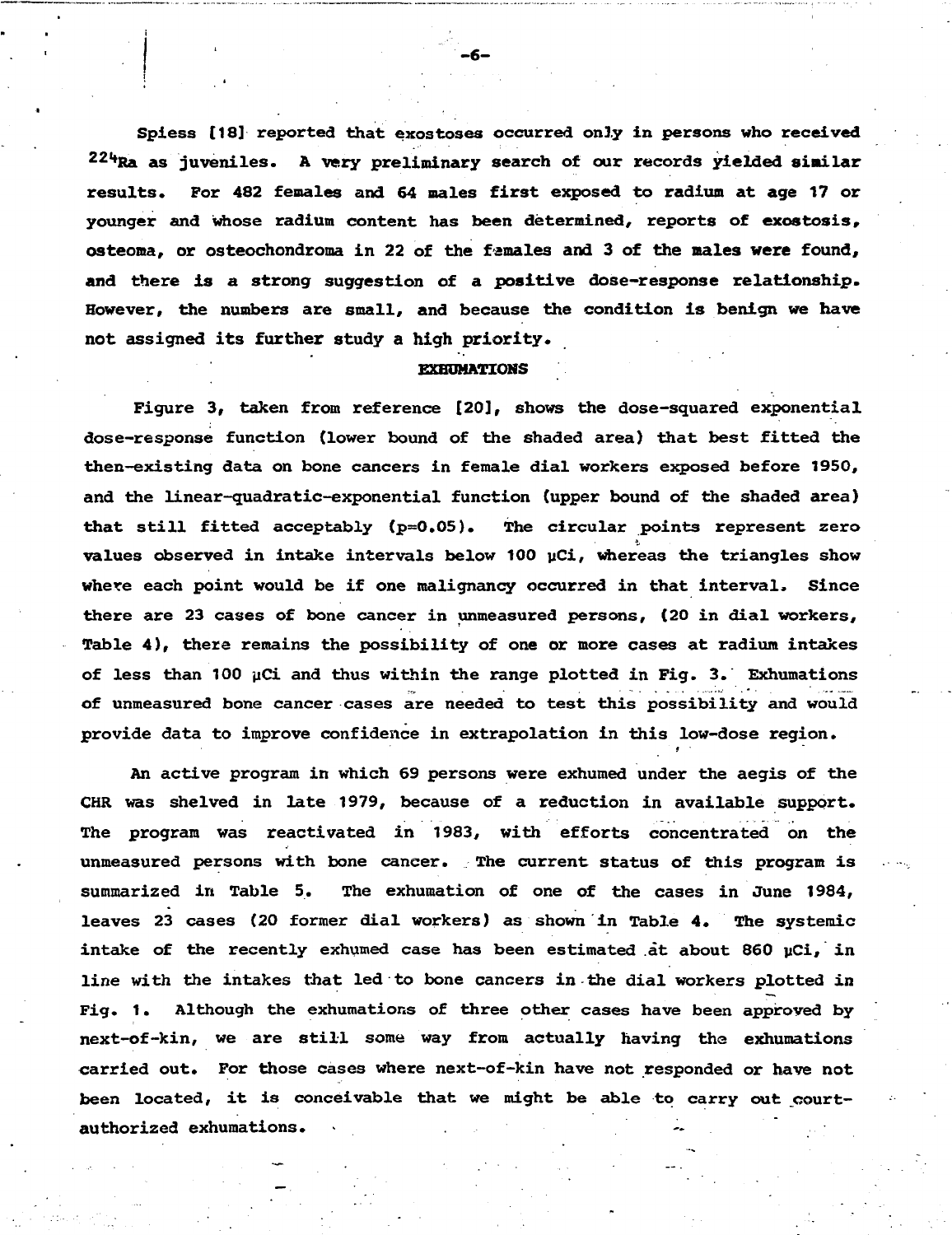Spiess [18] reported that exostoses occurred only in persons who received $^{224}$Ra as juveniles. A very preliminary search of our records yielded similar results. For 482 females and 64 males first exposed to radium at age 17 or younger and whose radium content has been determined, reports of exostosis, osteoma, or osteochondroma in 22 of the females and 3 of the males were found, and there is a strong suggestion of a positive dose-response relationship. However, the numbers are small, and because the condition is benign we have not assigned its further study a high priority.

## EXHUMATIONS

Figure 3, taken from reference [20], shows the dose-squared exponential dose-response function (lower bound of the shaded area) that best fitted the then-existing data on bone cancers in female dial workers exposed before 1950, and the linear-quadratic-exponential function (upper bound of the shaded area) that still fitted acceptably (p=0.05). The circular points represent zero values observed in intake intervals below 100 µCi, whereas the triangles show where each point would be if one malignancy occurred in that interval. Since there are 23 cases of bone cancer in unmeasured persons, (20 in dial workers, Table 4), there remains the possibility of one or more cases at radium intakes of less than 100 µCi and thus within the range plotted in Fig. 3. Exhumations of unmeasured bone cancer cases are needed to test this possibility and would provide data to improve confidence in extrapolation in this low-dose region.

An active program in which 69 persons were exhumed under the aegis of the CHR was shelved in late 1979, because of a reduction in available support. The program was reactivated in 1983, with efforts concentrated on the unmeasured persons with bone cancer. The current status of this program is summarized in Table 5. The exhumation of one of the cases in June 1984, leaves 23 cases (20 former dial workers) as shown in Table 4. The systemic intake of the recently exhumed case has been estimated at about 860 µCi, in line with the intakes that led to bone cancers in the dial workers plotted in Fig. 1. Although the exhumations of three other cases have been approved by next-of-kin, we are still some way from actually having the exhumations carried out. For those cases where next-of-kin have not responded or have not been located, it is conceivable that we might be able to carry out court-authorized exhumations.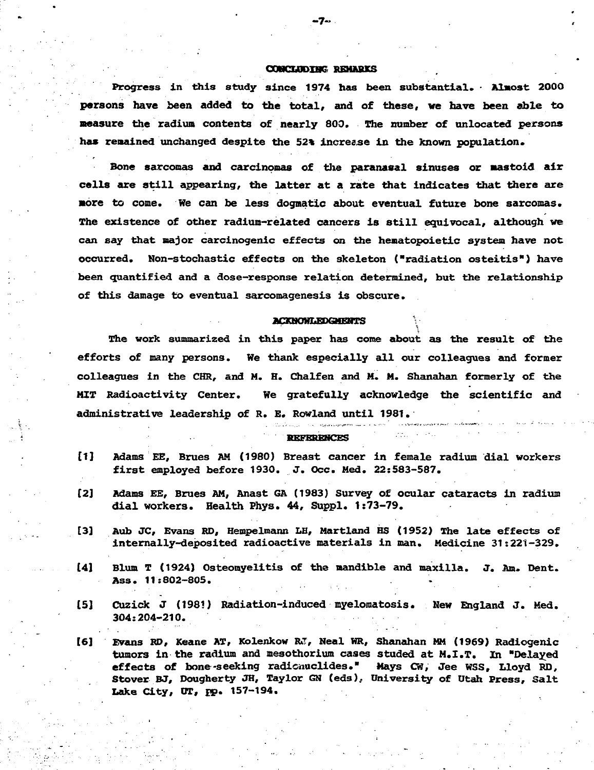## CONCLUDING REMARKS

Progress in this study since 1974 has been substantial. Almost 2000 persons have been added to the total, and of these, we have been able to measure the radium contents of nearly 800. The number of unlocated persons has remained unchanged despite the 52% increase in the known population.

Bone sarcomas and carcinomas of the paranasal sinuses or mastoid air cells are still appearing, the latter at a rate that indicates that there are more to come. We can be less dogmatic about eventual future bone sarcomas. The existence of other radium-related cancers is still equivocal, although we can say that major carcinogenic effects on the hematopoietic system have not occurred. Non-stochastic effects on the skeleton ("radiation osteitis") have been quantified and a dose-response relation determined, but the relationship of this damage to eventual sarcomagenesis is obscure.

## ACKNOWLEDGMENTS

The work summarized in this paper has come about as the result of the efforts of many persons. We thank especially all our colleagues and former colleagues in the CHR, and M. H. Chalfen and M. M. Shanahan formerly of the MIT Radioactivity Center. We gratefully acknowledge the scientific and administrative leadership of R. E. Rowland until 1981.

## REFERENCES

[1] Adams EE, Brues AM (1980) Breast cancer in female radium dial workers first employed before 1930. J. Occ. Med. 22:583-587.

[2] Adams EE, Brues AM, Anast GA (1983) Survey of ocular cataracts in radium dial workers. Health Phys. 44, Suppl. 1:73-79.

[3] Aub JC, Evans RD, Hempelmann LH, Martland HS (1952) The late effects of internally-deposited radioactive materials in man. Medicine 31:221-329.

[4] Blum T (1924) Osteomyelitis of the mandible and maxilla. J. Am. Dent. Ass. 11:802-805.

[5] Cuzick J (1981) Radiation-induced myelomatosis. New England J. Med. 304:204-210.

[6] Evans RD, Keane AT, Kolenkow RJ, Neal WR, Shanahan MM (1969) Radiogenic tumors in the radium and mesothorium cases studed at M.I.T. In "Delayed effects of bone-seeking radionuclides." Mays CW, Jee WSS, Lloyd RD, Stover BJ, Dougherty JH, Taylor GN (eds), University of Utah Press, Salt Lake City, UT, pp. 157-194.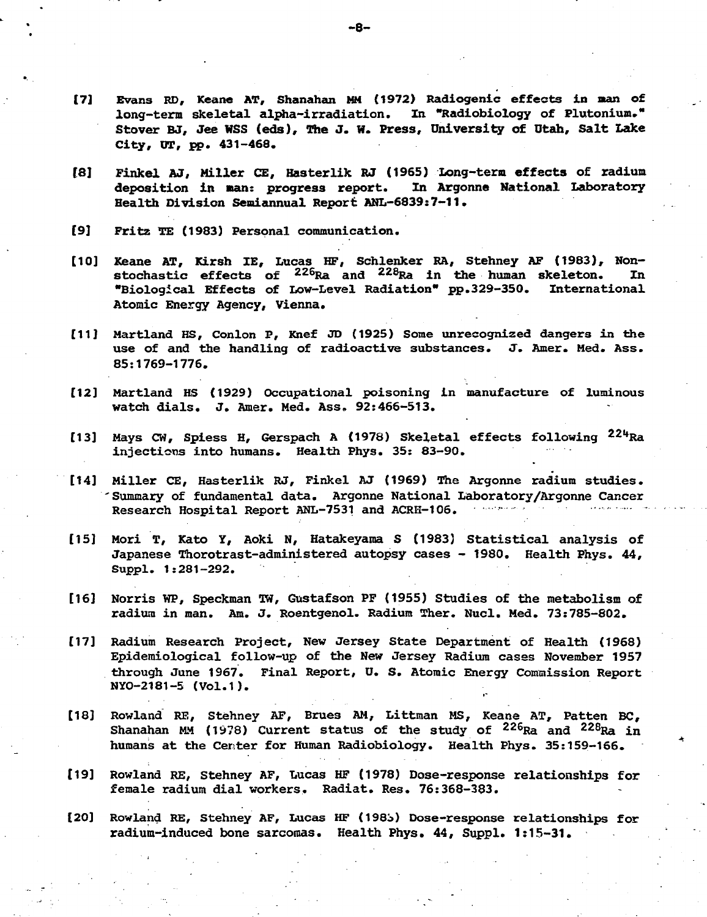[7] Evans RD, Keane AT, Shanahan MM (1972) Radiogenic effects in man of long-term skeletal alpha-irradiation. In "Radiobiology of Plutonium." Stover BJ, Jee WSS (eds), The J. W. Press, University of Utah, Salt Lake City, UT, pp. 431-468.

[8] Finkel AJ, Miller CE, Hasterlik RJ (1965) Long-term effects of radium deposition in man: progress report. In Argonne National Laboratory Health Division Semiannual Report ANL-6839:7-11.

[9] Fritz TE (1983) Personal communication.

[10] Keane AT, Kirsh IE, Lucas HF, Schlenker RA, Stehney AF (1983), Non-stochastic effects of $^{226}Ra$ and $^{228}Ra$ in the human skeleton. In "Biological Effects of Low-Level Radiation" pp.329-350. International Atomic Energy Agency, Vienna.

[11] Martland HS, Conlon P, Knef JD (1925) Some unrecognized dangers in the use of and the handling of radioactive substances. J. Amer. Med. Ass. 85:1769-1776.

[12] Martland HS (1929) Occupational poisoning in manufacture of luminous watch dials. J. Amer. Med. Ass. 92:466-513.

[13] Mays CW, Spiess H, Gerspach A (1978) Skeletal effects following $^{224}Ra$ injections into humans. Health Phys. 35: 83-90.

[14] Miller CE, Hasterlik RJ, Finkel AJ (1969) The Argonne radium studies. Summary of fundamental data. Argonne National Laboratory/Argonne Cancer Research Hospital Report ANL-7531 and ACRH-106.

[15] Mori T, Kato Y, Aoki N, Hatakeyama S (1983) Statistical analysis of Japanese Thorotrast-administered autopsy cases - 1980. Health Phys. 44, Suppl. 1:281-292.

[16] Norris WP, Speckman TW, Gustafson PF (1955) Studies of the metabolism of radium in man. Am. J. Roentgenol. Radium Ther. Nucl. Med. 73:785-802.

[17] Radium Research Project, New Jersey State Department of Health (1968) Epidemiological follow-up of the New Jersey Radium cases November 1957 through June 1967. Final Report, U. S. Atomic Energy Commission Report NYO-2181-5 (Vol.1).

[18] Rowland RE, Stehney AF, Brues AM, Littman MS, Keane AT, Patten BC, Shanahan MM (1978) Current status of the study of $^{226}Ra$ and $^{228}Ra$ in humans at the Center for Human Radiobiology. Health Phys. 35:159-166.

[19] Rowland RE, Stehney AF, Lucas HF (1978) Dose-response relationships for female radium dial workers. Radiat. Res. 76:368-383.

[20] Rowland RE, Stehney AF, Lucas HF (1983) Dose-response relationships for radium-induced bone sarcomas. Health Phys. 44, Suppl. 1:15-31.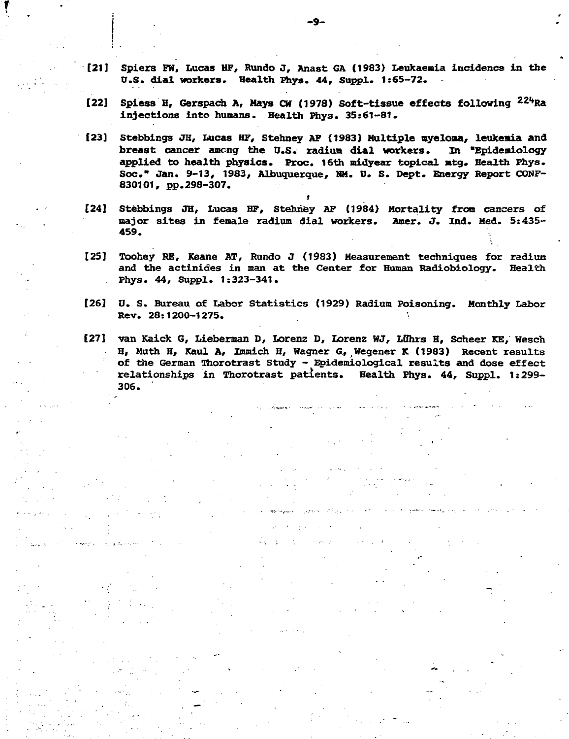[21] Spiers FW, Lucas HF, Rundo J, Anast GA (1983) Leukaemia incidence in the U.S. dial workers. Health Phys. 44, Suppl. 1:65-72.

[22] Spiess H, Gerspach A, Mays CW (1978) Soft-tissue effects following $^{224}$Ra injections into humans. Health Phys. 35:61-81.

[23] Stebbings JH, Lucas HF, Stehney AF (1983) Multiple myeloma, leukemia and breast cancer among the U.S. radium dial workers. In "Epidemiology applied to health physics. Proc. 16th midyear topical mtg. Health Phys. Soc." Jan. 9-13, 1983, Albuquerque, NM. U. S. Dept. Energy Report CONF-830101, pp.298-307.

[24] Stebbings JH, Lucas HF, Stehney AF (1984) Mortality from cancers of major sites in female radium dial workers. Amer. J. Ind. Med. 5:435-459.

[25] Toohey RE, Keane AT, Rundo J (1983) Measurement techniques for radium and the actinides in man at the Center for Human Radiobiology. Health Phys. 44, Suppl. 1:323-341.

[26] U. S. Bureau of Labor Statistics (1929) Radium Poisoning. Monthly Labor Rev. 28:1200-1275.

[27] van Kaick G, Lieberman D, Lorenz D, Lorenz WJ, Lührs H, Scheer KE, Wesch H, Muth H, Kaul A, Immich H, Wagner G, Wegener K (1983) Recent results of the German Thorotrast Study - Epidemiological results and dose effect relationships in Thorotrast patients. Health Phys. 44, Suppl. 1:299-306.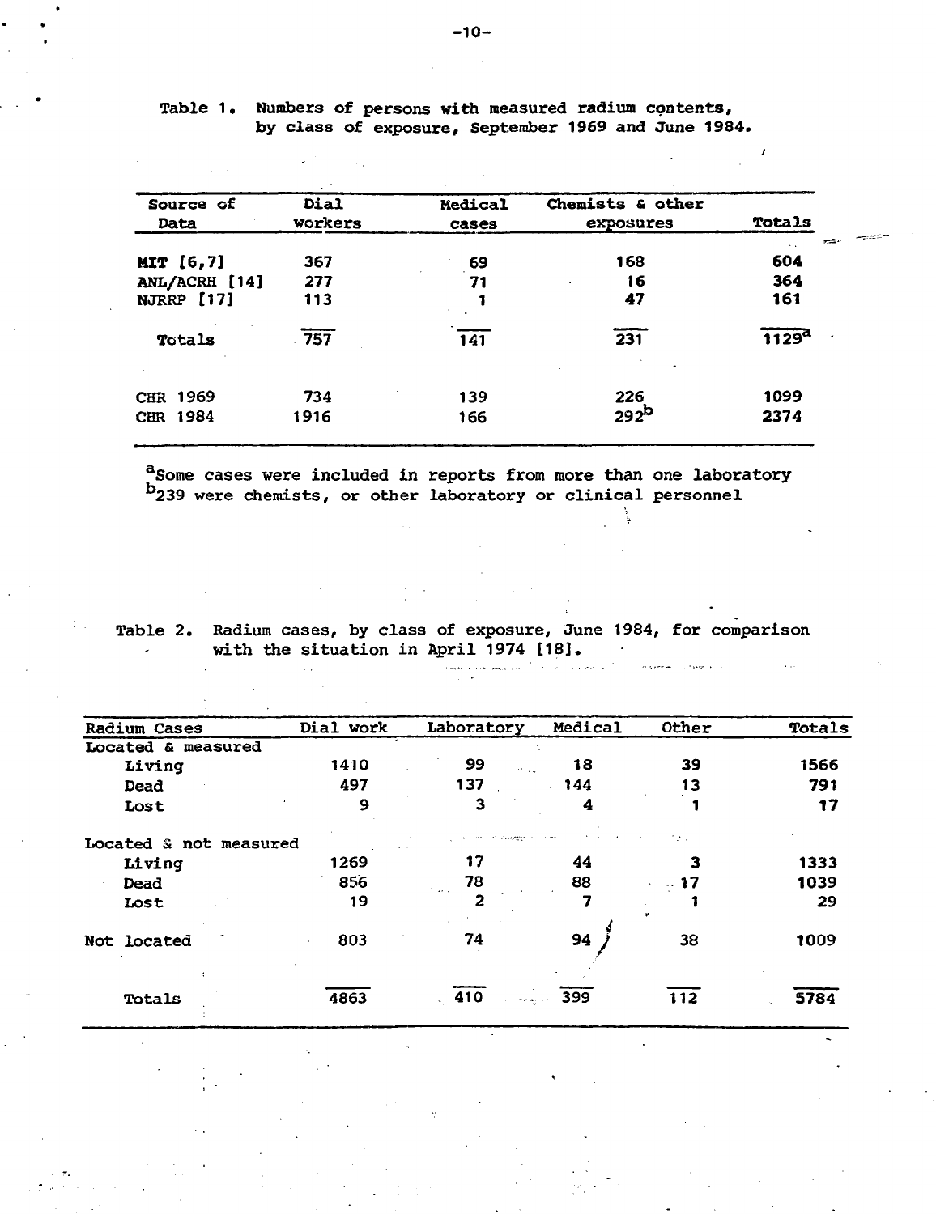Table 1. Numbers of persons with measured radium contents, by class of exposure, September 1969 and June 1984.

| Source of Data | Dial workers | Medical cases | Chemists & other exposures | Totals |
|---|---|---|---|---|
| MIT [6,7] | 367 | 69 | 168 | 604 |
| ANL/ACRH [14] | 277 | 71 | 16 | 364 |
| NJRRP [17] | 113 | 1 | 47 | 161 |
| Totals | 757 | 141 | 231 | 1129[a] |
| CHR 1969 | 734 | 139 | 226 | 1099 |
| CHR 1984 | 1916 | 166 | 292[b] | 2374 |

[a]Some cases were included in reports from more than one laboratory
[b]239 were chemists, or other laboratory or clinical personnel

Table 2. Radium cases, by class of exposure, June 1984, for comparison with the situation in April 1974 [18].

| Radium Cases | Dial work | Laboratory | Medical | Other | Totals |
|---|---|---|---|---|---|
| Located & measured | | | | | |
| Living | 1410 | 99 | 18 | 39 | 1566 |
| Dead | 497 | 137 | 144 | 13 | 791 |
| Lost | 9 | 3 | 4 | 1 | 17 |
| Located & not measured | | | | | |
| Living | 1269 | 17 | 44 | 3 | 1333 |
| Dead | 856 | 78 | 88 | 17 | 1039 |
| Lost | 19 | 2 | 7 | 1 | 29 |
| Not located | 803 | 74 | 94 | 38 | 1009 |
| Totals | 4863 | 410 | 399 | 112 | 5784 |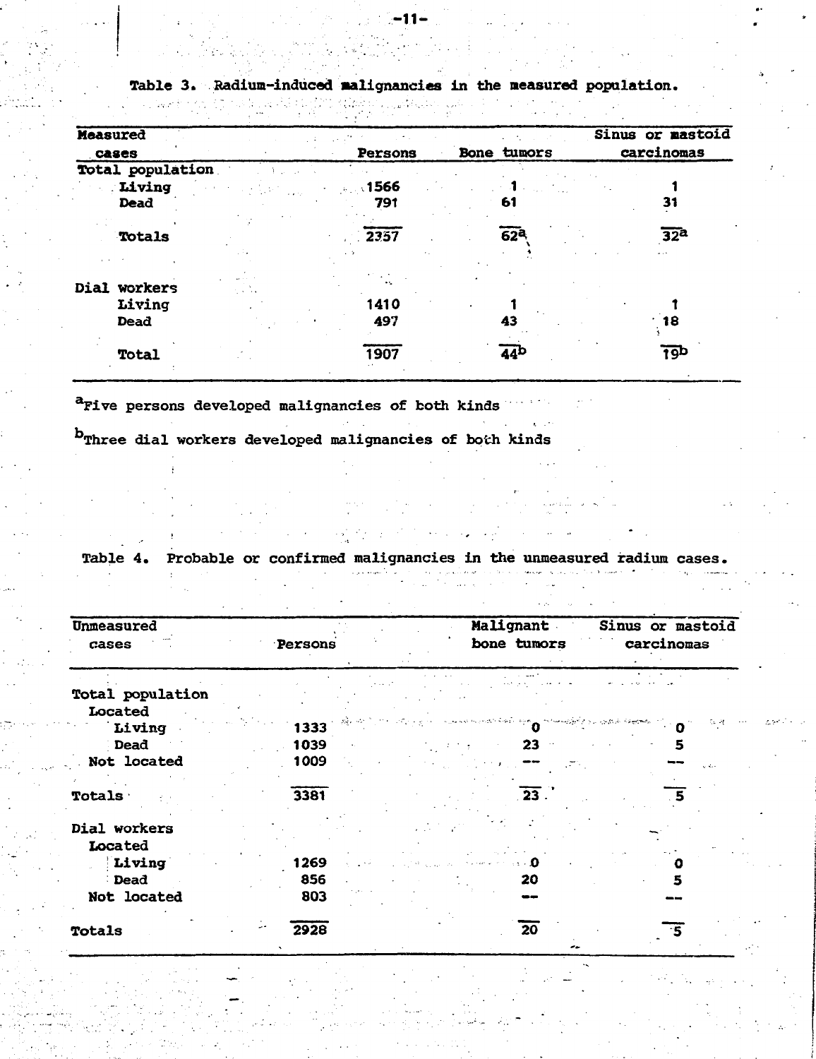Table 3. Radium-induced malignancies in the measured population.

| Measured cases | Persons | Bone tumors | Sinus or mastoid carcinomas |
|---|---|---|---|
| Total population | | | |
| Living | 1566 | 1 | 1 |
| Dead | 791 | 61 | 31 |
| Totals | 2357 | 62[a] | 32[a] |
| Dial workers | | | |
| Living | 1410 | 1 | 1 |
| Dead | 497 | 43 | 18 |
| Total | 1907 | 44[b] | 19[b] |

[a]Five persons developed malignancies of both kinds

[b]Three dial workers developed malignancies of both kinds

Table 4. Probable or confirmed malignancies in the unmeasured radium cases.

| Unmeasured cases | Persons | Malignant bone tumors | Sinus or mastoid carcinomas |
|---|---|---|---|
| Total population | | | |
| Located | | | |
| Living | 1333 | 0 | 0 |
| Dead | 1039 | 23 | 5 |
| Not located | 1009 | -- | -- |
| Totals | 3381 | 23 | 5 |
| Dial workers | | | |
| Located | | | |
| Living | 1269 | 0 | 0 |
| Dead | 856 | 20 | 5 |
| Not located | 803 | -- | -- |
| Totals | 2928 | 20 | 5 |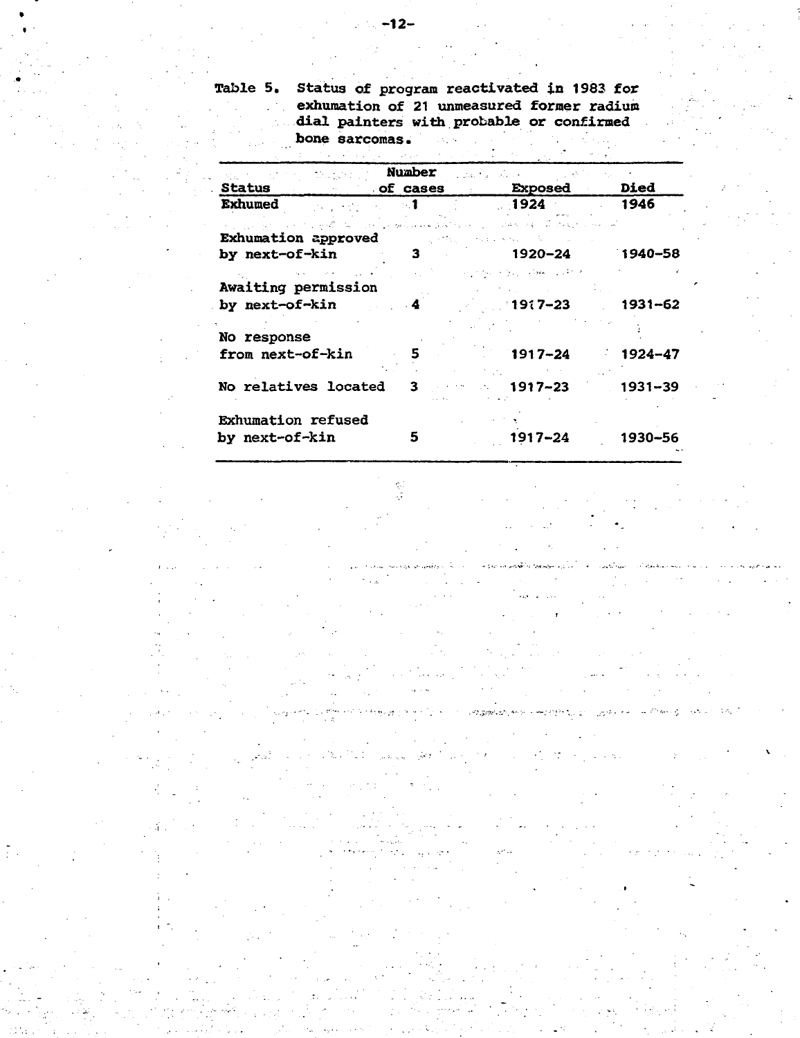Table 5. Status of program reactivated in 1983 for exhumation of 21 unmeasured former radium dial painters with probable or confirmed bone sarcomas.

| Status | Number of cases | Exposed | Died |
|---|---|---|---|
| Exhumed | 1 | 1924 | 1946 |
| Exhumation approved by next-of-kin | 3 | 1920–24 | 1940–58 |
| Awaiting permission by next-of-kin | 4 | 1917–23 | 1931–62 |
| No response from next-of-kin | 5 | 1917–24 | 1924–47 |
| No relatives located | 3 | 1917–23 | 1931–39 |
| Exhumation refused by next-of-kin | 5 | 1917–24 | 1930–56 |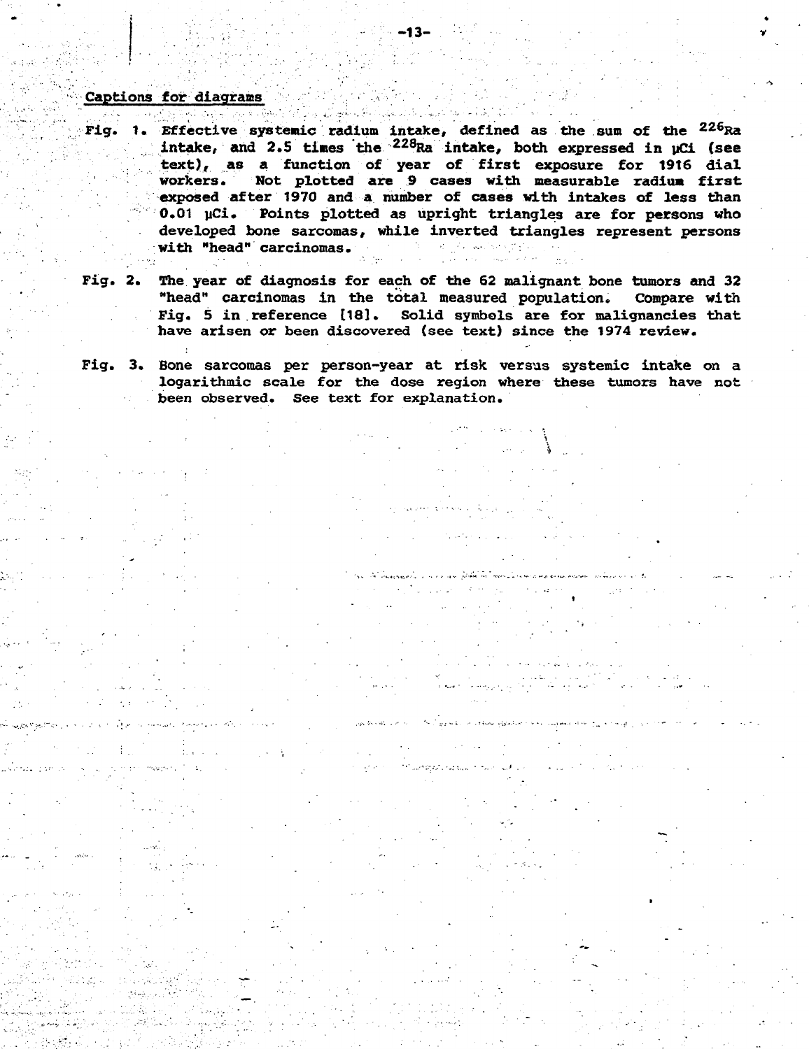## Captions for diagrams

Fig. 1. Effective systemic radium intake, defined as the sum of the $^{226}Ra$ intake, and 2.5 times the $^{228}Ra$ intake, both expressed in μCi (see text), as a function of year of first exposure for 1916 dial workers. Not plotted are 9 cases with measurable radium first exposed after 1970 and a number of cases with intakes of less than 0.01 μCi. Points plotted as upright triangles are for persons who developed bone sarcomas, while inverted triangles represent persons with "head" carcinomas.

Fig. 2. The year of diagnosis for each of the 62 malignant bone tumors and 32 "head" carcinomas in the total measured population. Compare with Fig. 5 in reference [18]. Solid symbols are for malignancies that have arisen or been discovered (see text) since the 1974 review.

Fig. 3. Bone sarcomas per person-year at risk versus systemic intake on a logarithmic scale for the dose region where these tumors have not been observed. See text for explanation.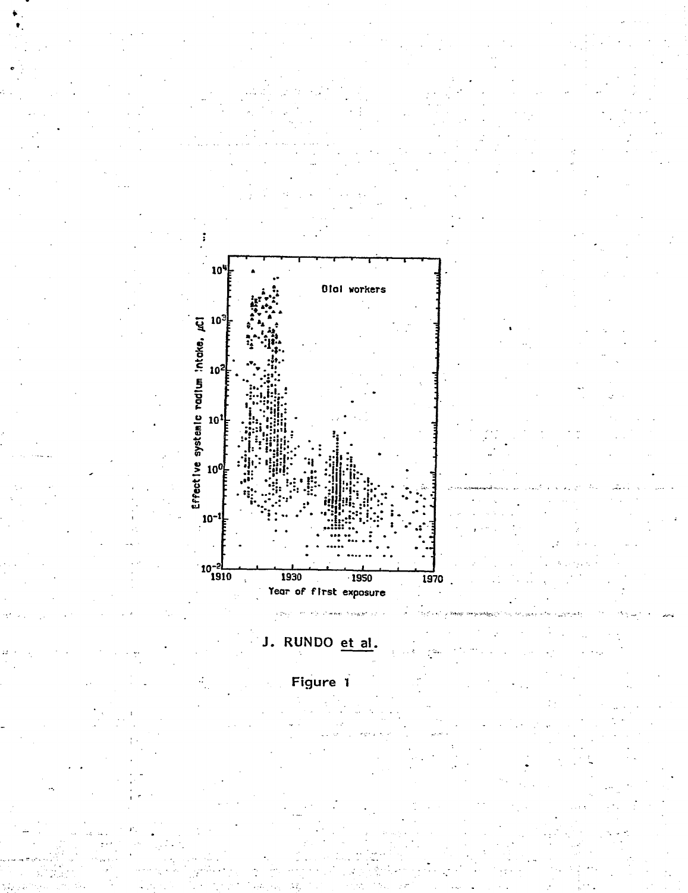J. RUNDO et al.

Figure 1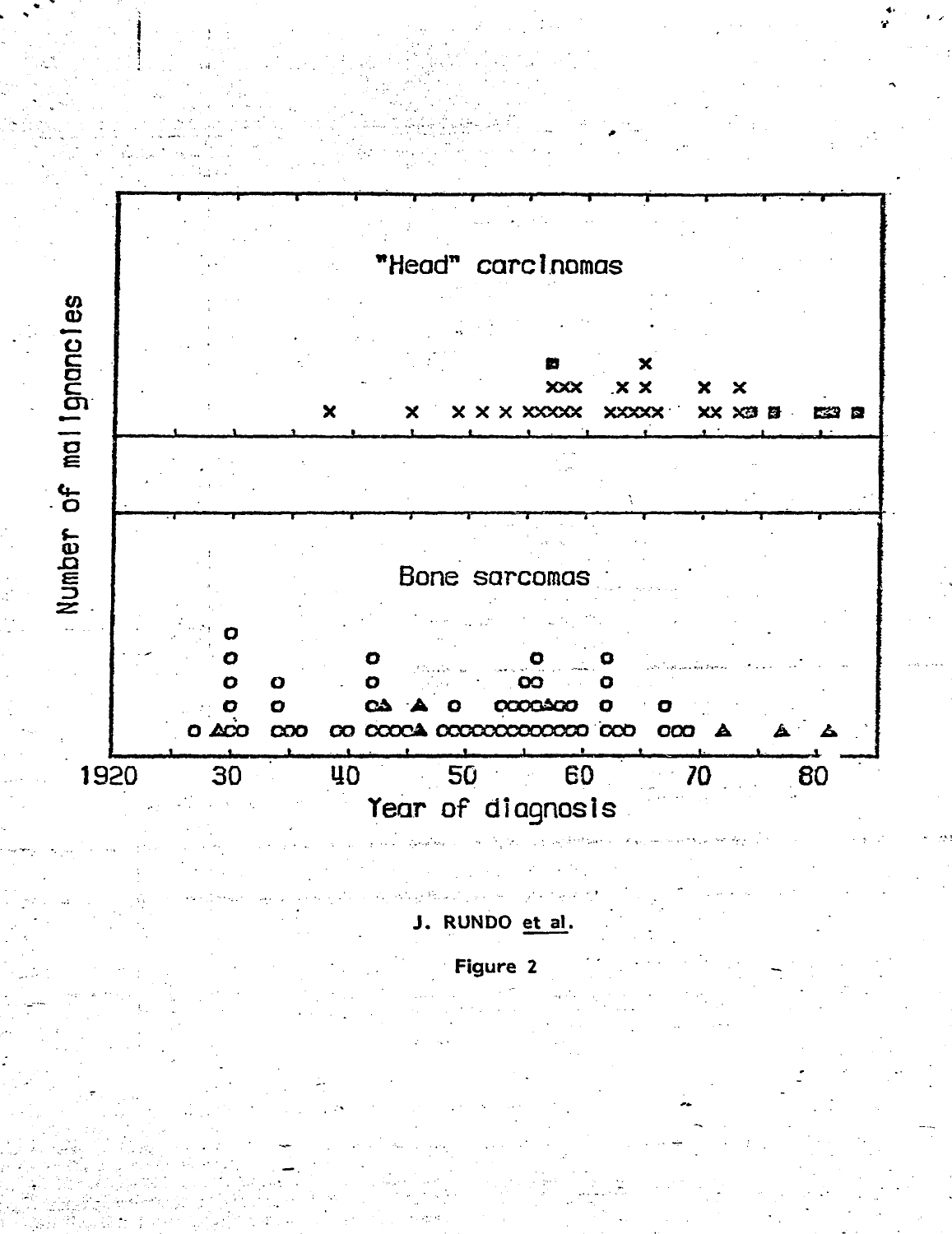"Head" carcinomas

Number of malignancies

Bone sarcomas

1920 30 40 50 60 70 80

Year of diagnosis

J. RUNDO et al.

Figure 2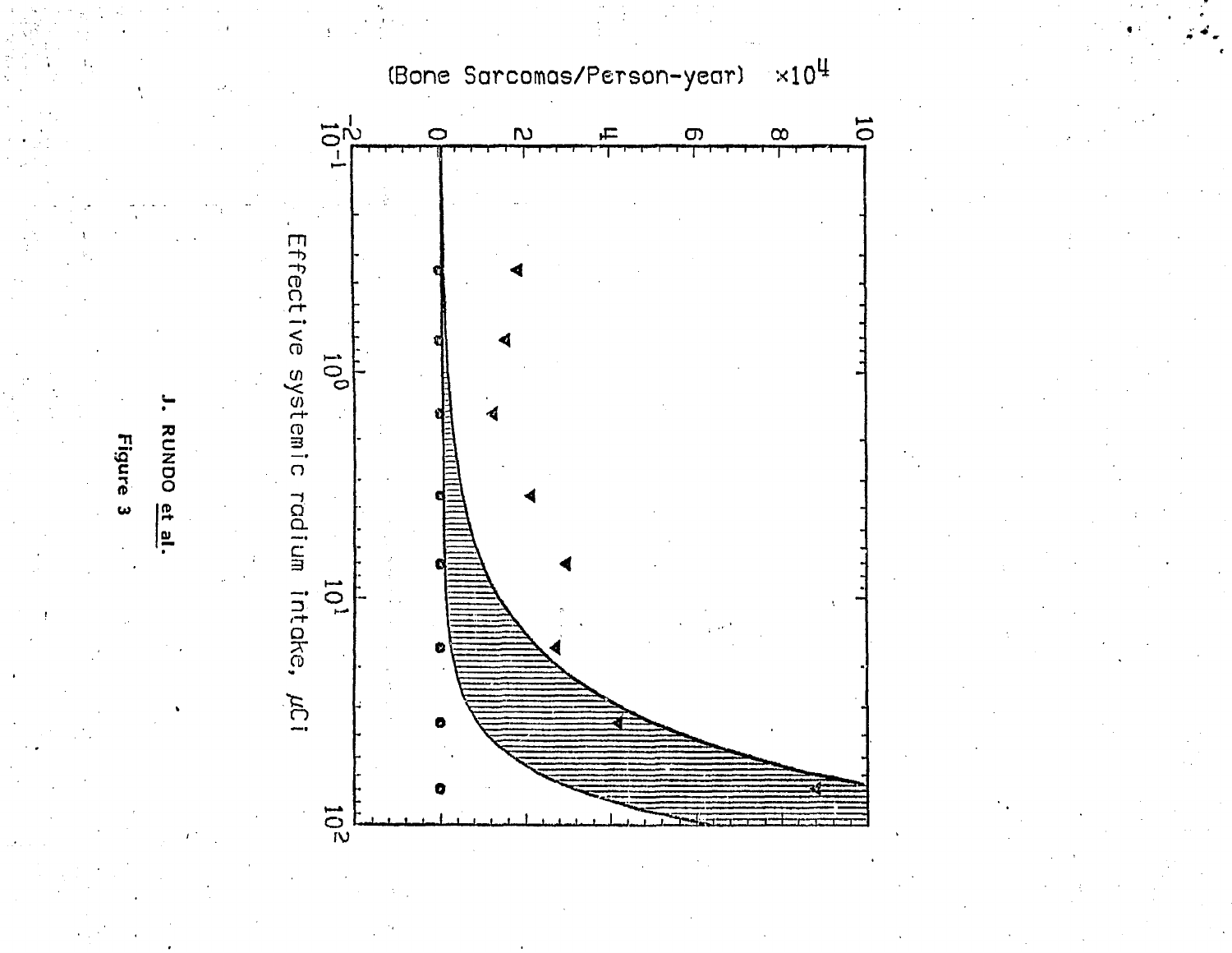(Bone Sarcomas/Person-year) $\times 10^4$

Effective systemic radium intake, $\mu$Ci

J. RUNDO et al.

Figure 3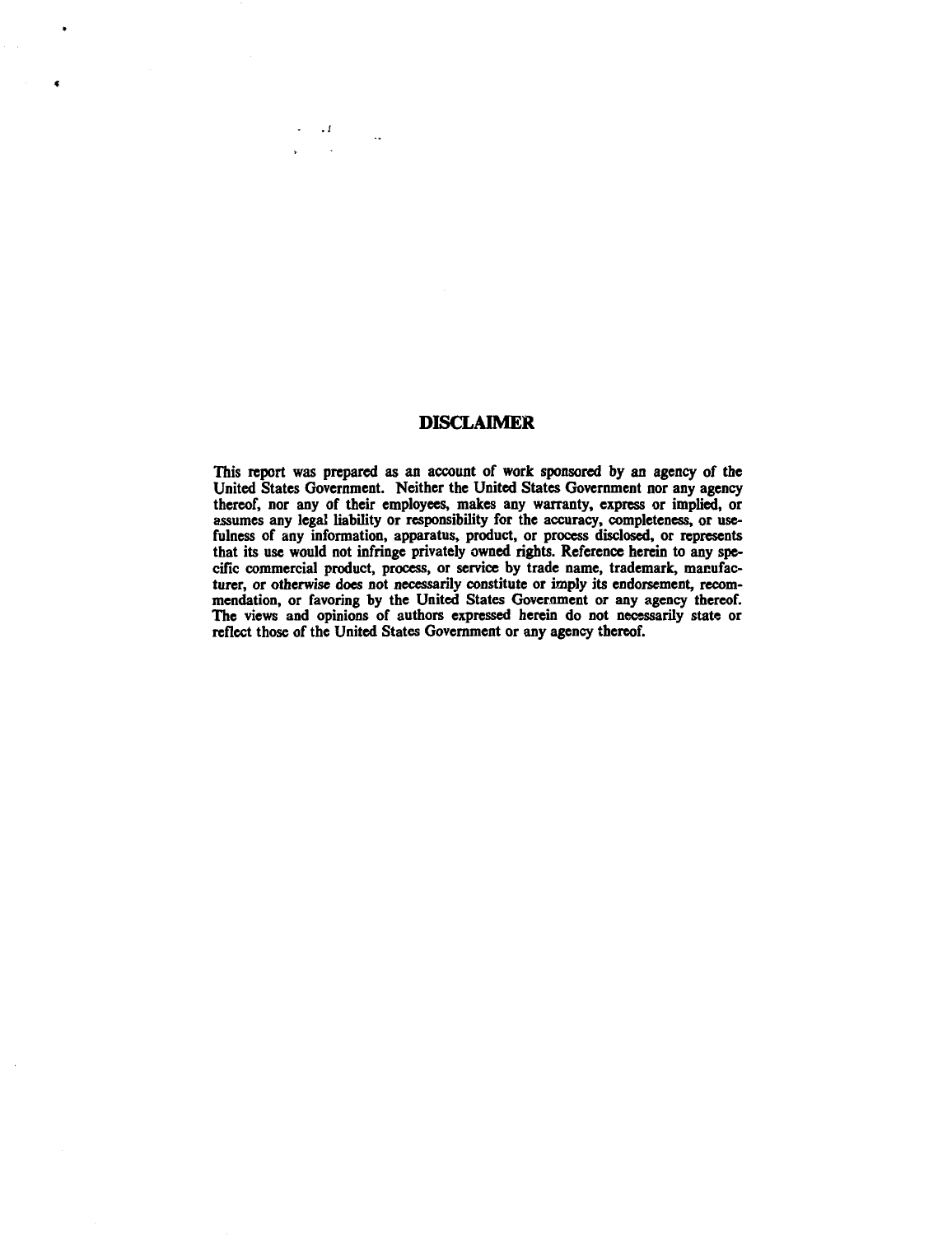## DISCLAIMER

This report was prepared as an account of work sponsored by an agency of the United States Government. Neither the United States Government nor any agency thereof, nor any of their employees, makes any warranty, express or implied, or assumes any legal liability or responsibility for the accuracy, completeness, or usefulness of any information, apparatus, product, or process disclosed, or represents that its use would not infringe privately owned rights. Reference herein to any specific commercial product, process, or service by trade name, trademark, manufacturer, or otherwise does not necessarily constitute or imply its endorsement, recommendation, or favoring by the United States Government or any agency thereof. The views and opinions of authors expressed herein do not necessarily state or reflect those of the United States Government or any agency thereof.